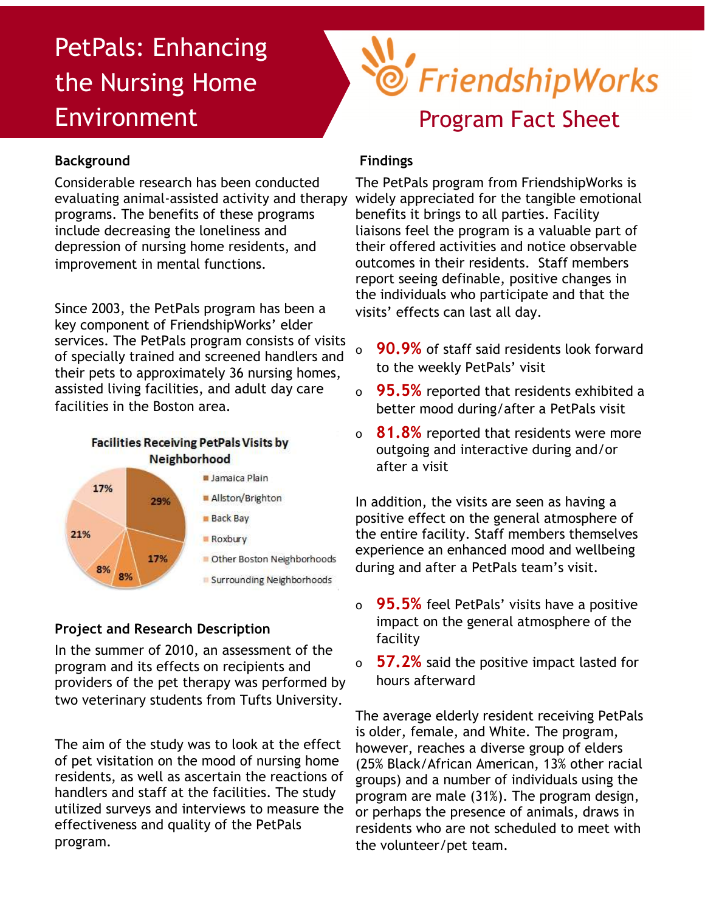# PetPals: Enhancing the Nursing Home Environment

FriendshipWorks

## Program Fact Sheet

### Background

Considerable research has been conducted evaluating animal-assisted activity and therapy programs. The benefits of these programs include decreasing the loneliness and depression of nursing home residents, and improvement in mental functions.

Since 2003, the PetPals program has been a key component of FriendshipWorks' elder services. The PetPals program consists of visits of specially trained and screened handlers and their pets to approximately 36 nursing homes, assisted living facilities, and adult day care facilities in the Boston area.

**Facilities Receiving PetPals Visits by Neighborhood**

| Neighborhood | Percentage |
|---|---|
| Jamaica Plain | 29% |
| Allston/Brighton | 17% |
| Back Bay | 8% |
| Roxbury | 8% |
| Other Boston Neighborhoods | 21% |
| Surrounding Neighborhoods | 17% |

### Project and Research Description

In the summer of 2010, an assessment of the program and its effects on recipients and providers of the pet therapy was performed by two veterinary students from Tufts University.

The aim of the study was to look at the effect of pet visitation on the mood of nursing home residents, as well as ascertain the reactions of handlers and staff at the facilities. The study utilized surveys and interviews to measure the effectiveness and quality of the PetPals program.

### Findings

The PetPals program from FriendshipWorks is widely appreciated for the tangible emotional benefits it brings to all parties. Facility liaisons feel the program is a valuable part of their offered activities and notice observable outcomes in their residents. Staff members report seeing definable, positive changes in the individuals who participate and that the visits' effects can last all day.

- **90.9%** of staff said residents look forward to the weekly PetPals' visit
- **95.5%** reported that residents exhibited a better mood during/after a PetPals visit
- **81.8%** reported that residents were more outgoing and interactive during and/or after a visit

In addition, the visits are seen as having a positive effect on the general atmosphere of the entire facility. Staff members themselves experience an enhanced mood and wellbeing during and after a PetPals team's visit.

- **95.5%** feel PetPals' visits have a positive impact on the general atmosphere of the facility
- **57.2%** said the positive impact lasted for hours afterward

The average elderly resident receiving PetPals is older, female, and White. The program, however, reaches a diverse group of elders (25% Black/African American, 13% other racial groups) and a number of individuals using the program are male (31%). The program design, or perhaps the presence of animals, draws in residents who are not scheduled to meet with the volunteer/pet team.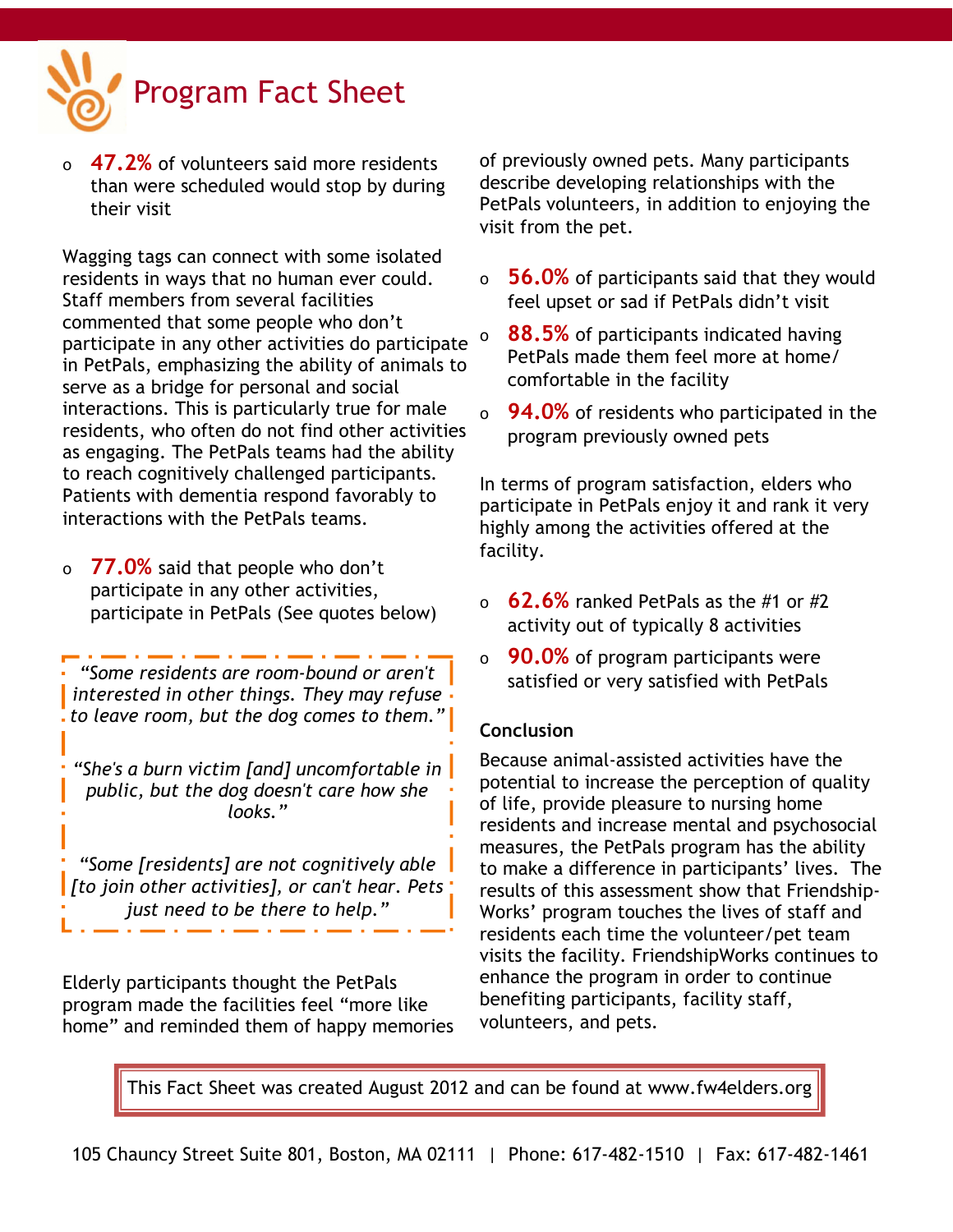# Program Fact Sheet

- **47.2%** of volunteers said more residents than were scheduled would stop by during their visit

Wagging tags can connect with some isolated residents in ways that no human ever could. Staff members from several facilities commented that some people who don't participate in any other activities do participate in PetPals, emphasizing the ability of animals to serve as a bridge for personal and social interactions. This is particularly true for male residents, who often do not find other activities as engaging. The PetPals teams had the ability to reach cognitively challenged participants. Patients with dementia respond favorably to interactions with the PetPals teams.

- **77.0%** said that people who don't participate in any other activities, participate in PetPals (See quotes below)

> *"Some residents are room-bound or aren't interested in other things. They may refuse to leave room, but the dog comes to them."*
>
> *"She's a burn victim [and] uncomfortable in public, but the dog doesn't care how she looks."*
>
> *"Some [residents] are not cognitively able [to join other activities], or can't hear. Pets just need to be there to help."*

Elderly participants thought the PetPals program made the facilities feel "more like home" and reminded them of happy memories of previously owned pets. Many participants describe developing relationships with the PetPals volunteers, in addition to enjoying the visit from the pet.

- **56.0%** of participants said that they would feel upset or sad if PetPals didn't visit
- **88.5%** of participants indicated having PetPals made them feel more at home/comfortable in the facility
- **94.0%** of residents who participated in the program previously owned pets

In terms of program satisfaction, elders who participate in PetPals enjoy it and rank it very highly among the activities offered at the facility.

- **62.6%** ranked PetPals as the #1 or #2 activity out of typically 8 activities
- **90.0%** of program participants were satisfied or very satisfied with PetPals

**Conclusion**

Because animal-assisted activities have the potential to increase the perception of quality of life, provide pleasure to nursing home residents and increase mental and psychosocial measures, the PetPals program has the ability to make a difference in participants' lives. The results of this assessment show that FriendshipWorks' program touches the lives of staff and residents each time the volunteer/pet team visits the facility. FriendshipWorks continues to enhance the program in order to continue benefiting participants, facility staff, volunteers, and pets.

This Fact Sheet was created August 2012 and can be found at www.fw4elders.org

105 Chauncy Street Suite 801, Boston, MA 02111 | Phone: 617-482-1510 | Fax: 617-482-1461